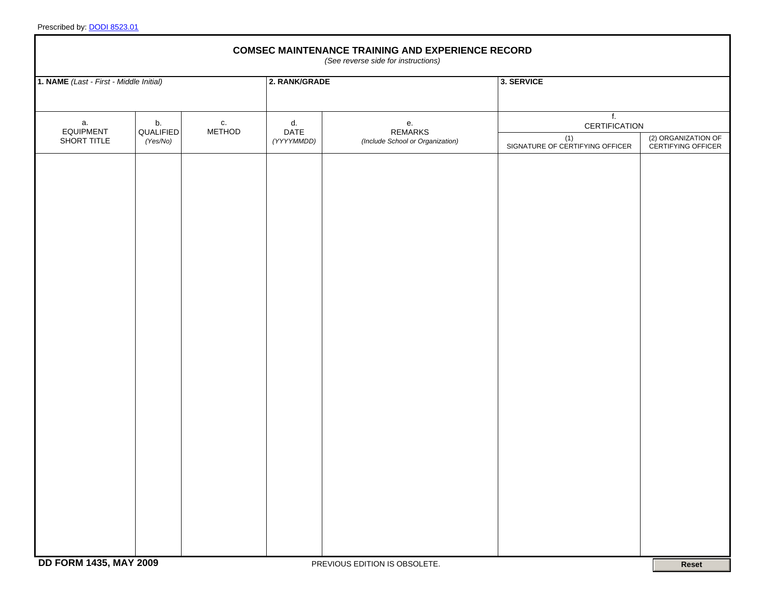Prescribed by: DODI 8523.01

# COMSEC MAINTENANCE TRAINING AND EXPERIENCE RECORD

*(See reverse side for instructions)*

| **1. NAME** *(Last - First - Middle Initial)* | **2. RANK/GRADE** | **3. SERVICE** |
|---|---|---|
| | | |

| a. EQUIPMENT SHORT TITLE | b. QUALIFIED *(Yes/No)* | c. METHOD | d. DATE *(YYYYMMDD)* | e. REMARKS *(Include School or Organization)* | f. CERTIFICATION | |
|---|---|---|---|---|---|---|
| | | | | | (1) SIGNATURE OF CERTIFYING OFFICER | (2) ORGANIZATION OF CERTIFYING OFFICER |
| | | | | | | |

**DD FORM 1435, MAY 2009**

PREVIOUS EDITION IS OBSOLETE.

Reset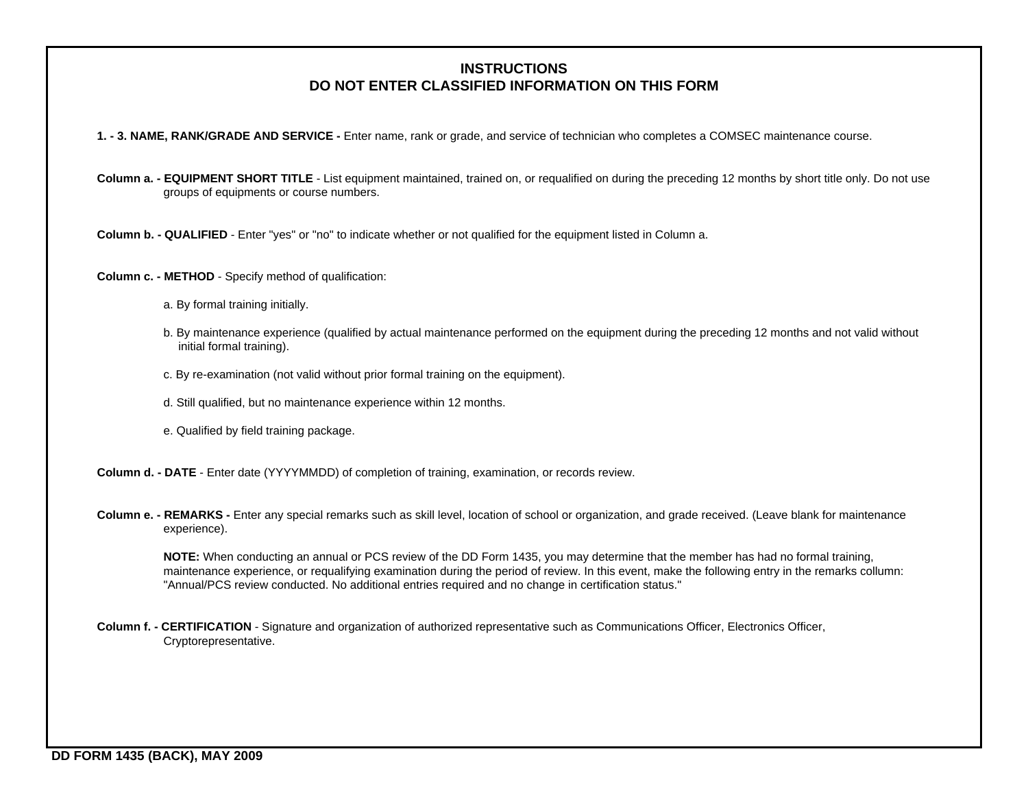# INSTRUCTIONS
## DO NOT ENTER CLASSIFIED INFORMATION ON THIS FORM

**1. - 3. NAME, RANK/GRADE AND SERVICE -** Enter name, rank or grade, and service of technician who completes a COMSEC maintenance course.

**Column a. - EQUIPMENT SHORT TITLE** - List equipment maintained, trained on, or requalified on during the preceding 12 months by short title only. Do not use groups of equipments or course numbers.

**Column b. - QUALIFIED** - Enter "yes" or "no" to indicate whether or not qualified for the equipment listed in Column a.

**Column c. - METHOD** - Specify method of qualification:

a. By formal training initially.

b. By maintenance experience (qualified by actual maintenance performed on the equipment during the preceding 12 months and not valid without initial formal training).

c. By re-examination (not valid without prior formal training on the equipment).

d. Still qualified, but no maintenance experience within 12 months.

e. Qualified by field training package.

**Column d. - DATE** - Enter date (YYYYMMDD) of completion of training, examination, or records review.

**Column e. - REMARKS -** Enter any special remarks such as skill level, location of school or organization, and grade received. (Leave blank for maintenance experience).

**NOTE:** When conducting an annual or PCS review of the DD Form 1435, you may determine that the member has had no formal training, maintenance experience, or requalifying examination during the period of review. In this event, make the following entry in the remarks collumn: "Annual/PCS review conducted. No additional entries required and no change in certification status."

**Column f. - CERTIFICATION** - Signature and organization of authorized representative such as Communications Officer, Electronics Officer, Cryptorepresentative.

**DD FORM 1435 (BACK), MAY 2009**